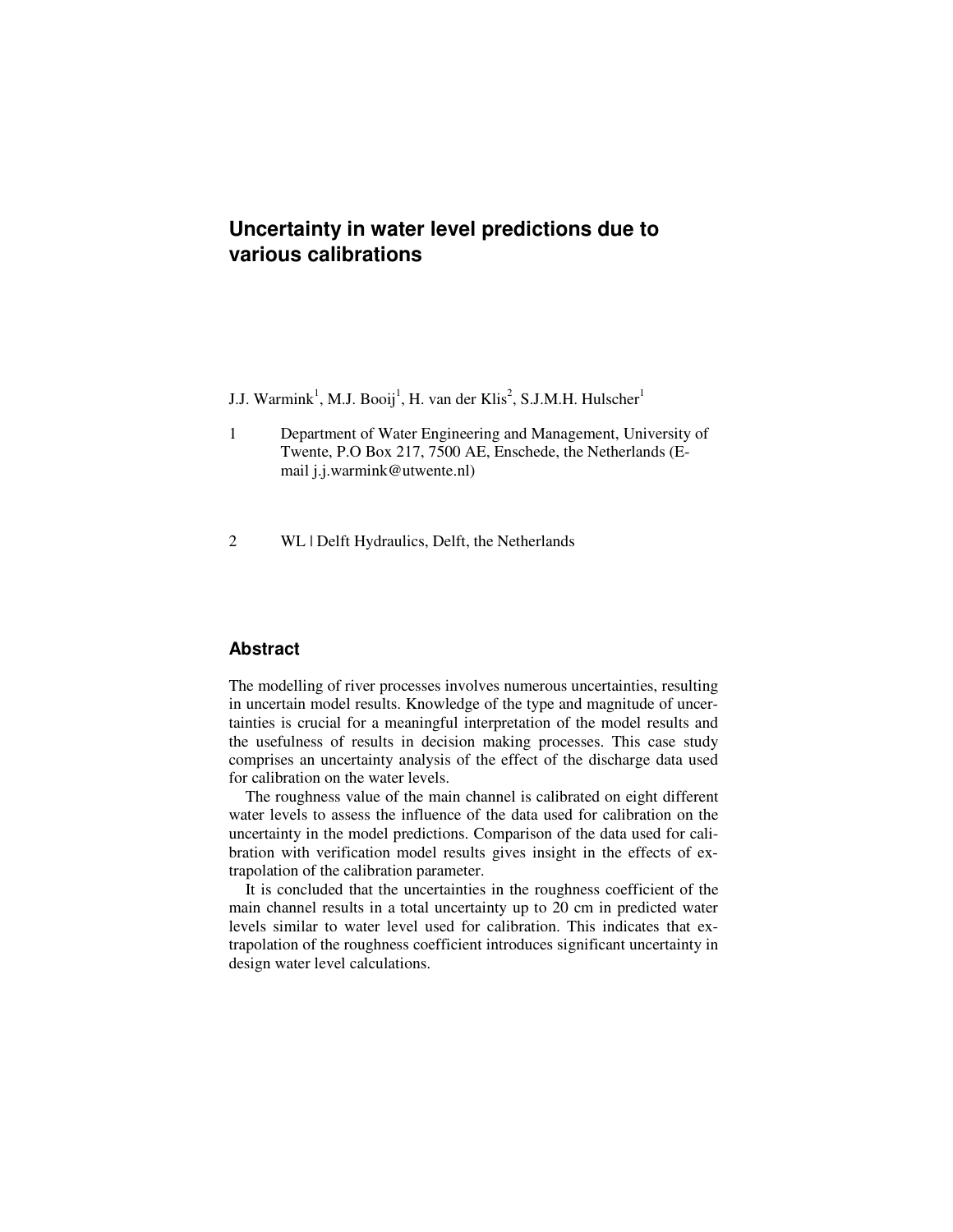# Uncertainty in water level predictions due to various calibrations

J.J. Warmink[1], M.J. Booij[1], H. van der Klis[2], S.J.M.H. Hulscher[1]

1 Department of Water Engineering and Management, University of Twente, P.O Box 217, 7500 AE, Enschede, the Netherlands (E-mail j.j.warmink@utwente.nl)

2 WL | Delft Hydraulics, Delft, the Netherlands

## Abstract

The modelling of river processes involves numerous uncertainties, resulting in uncertain model results. Knowledge of the type and magnitude of uncertainties is crucial for a meaningful interpretation of the model results and the usefulness of results in decision making processes. This case study comprises an uncertainty analysis of the effect of the discharge data used for calibration on the water levels.

The roughness value of the main channel is calibrated on eight different water levels to assess the influence of the data used for calibration on the uncertainty in the model predictions. Comparison of the data used for calibration with verification model results gives insight in the effects of extrapolation of the calibration parameter.

It is concluded that the uncertainties in the roughness coefficient of the main channel results in a total uncertainty up to 20 cm in predicted water levels similar to water level used for calibration. This indicates that extrapolation of the roughness coefficient introduces significant uncertainty in design water level calculations.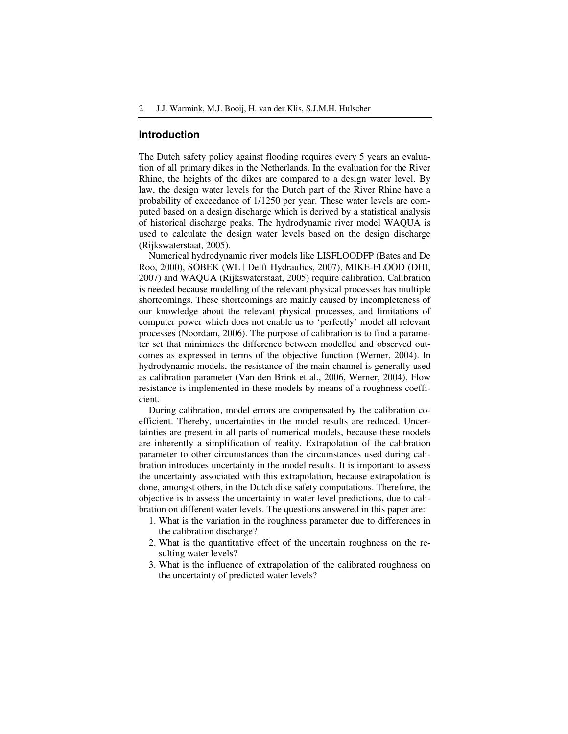## Introduction

The Dutch safety policy against flooding requires every 5 years an evaluation of all primary dikes in the Netherlands. In the evaluation for the River Rhine, the heights of the dikes are compared to a design water level. By law, the design water levels for the Dutch part of the River Rhine have a probability of exceedance of 1/1250 per year. These water levels are computed based on a design discharge which is derived by a statistical analysis of historical discharge peaks. The hydrodynamic river model WAQUA is used to calculate the design water levels based on the design discharge (Rijkswaterstaat, 2005).

Numerical hydrodynamic river models like LISFLOODFP (Bates and De Roo, 2000), SOBEK (WL | Delft Hydraulics, 2007), MIKE-FLOOD (DHI, 2007) and WAQUA (Rijkswaterstaat, 2005) require calibration. Calibration is needed because modelling of the relevant physical processes has multiple shortcomings. These shortcomings are mainly caused by incompleteness of our knowledge about the relevant physical processes, and limitations of computer power which does not enable us to 'perfectly' model all relevant processes (Noordam, 2006). The purpose of calibration is to find a parameter set that minimizes the difference between modelled and observed outcomes as expressed in terms of the objective function (Werner, 2004). In hydrodynamic models, the resistance of the main channel is generally used as calibration parameter (Van den Brink et al., 2006, Werner, 2004). Flow resistance is implemented in these models by means of a roughness coefficient.

During calibration, model errors are compensated by the calibration coefficient. Thereby, uncertainties in the model results are reduced. Uncertainties are present in all parts of numerical models, because these models are inherently a simplification of reality. Extrapolation of the calibration parameter to other circumstances than the circumstances used during calibration introduces uncertainty in the model results. It is important to assess the uncertainty associated with this extrapolation, because extrapolation is done, amongst others, in the Dutch dike safety computations. Therefore, the objective is to assess the uncertainty in water level predictions, due to calibration on different water levels. The questions answered in this paper are:

1. What is the variation in the roughness parameter due to differences in the calibration discharge?
2. What is the quantitative effect of the uncertain roughness on the resulting water levels?
3. What is the influence of extrapolation of the calibrated roughness on the uncertainty of predicted water levels?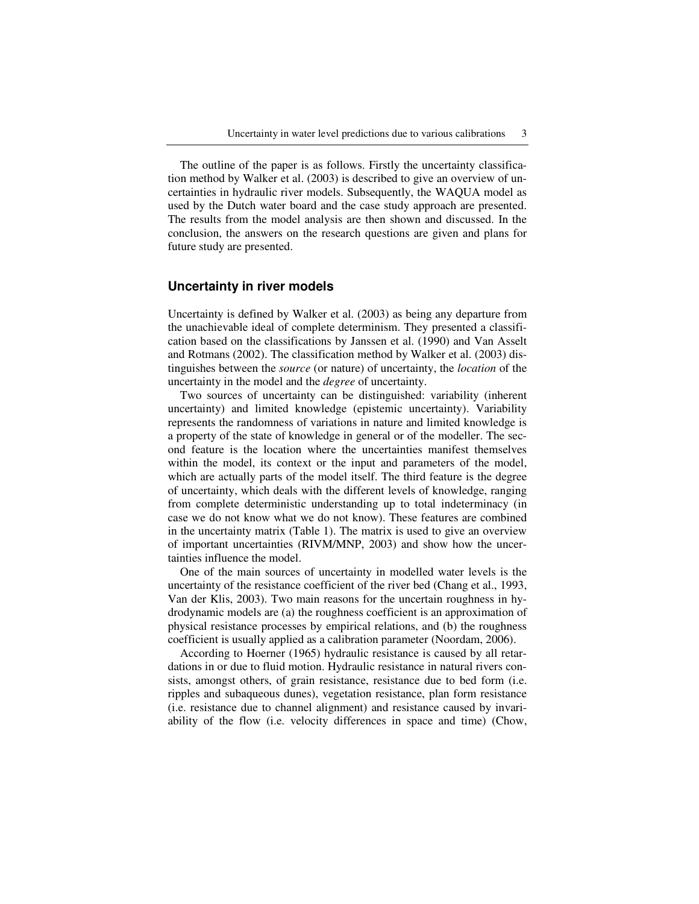The outline of the paper is as follows. Firstly the uncertainty classification method by Walker et al. (2003) is described to give an overview of uncertainties in hydraulic river models. Subsequently, the WAQUA model as used by the Dutch water board and the case study approach are presented. The results from the model analysis are then shown and discussed. In the conclusion, the answers on the research questions are given and plans for future study are presented.

## Uncertainty in river models

Uncertainty is defined by Walker et al. (2003) as being any departure from the unachievable ideal of complete determinism. They presented a classification based on the classifications by Janssen et al. (1990) and Van Asselt and Rotmans (2002). The classification method by Walker et al. (2003) distinguishes between the *source* (or nature) of uncertainty, the *location* of the uncertainty in the model and the *degree* of uncertainty.

Two sources of uncertainty can be distinguished: variability (inherent uncertainty) and limited knowledge (epistemic uncertainty). Variability represents the randomness of variations in nature and limited knowledge is a property of the state of knowledge in general or of the modeller. The second feature is the location where the uncertainties manifest themselves within the model, its context or the input and parameters of the model, which are actually parts of the model itself. The third feature is the degree of uncertainty, which deals with the different levels of knowledge, ranging from complete deterministic understanding up to total indeterminacy (in case we do not know what we do not know). These features are combined in the uncertainty matrix (Table 1). The matrix is used to give an overview of important uncertainties (RIVM/MNP, 2003) and show how the uncertainties influence the model.

One of the main sources of uncertainty in modelled water levels is the uncertainty of the resistance coefficient of the river bed (Chang et al., 1993, Van der Klis, 2003). Two main reasons for the uncertain roughness in hydrodynamic models are (a) the roughness coefficient is an approximation of physical resistance processes by empirical relations, and (b) the roughness coefficient is usually applied as a calibration parameter (Noordam, 2006).

According to Hoerner (1965) hydraulic resistance is caused by all retardations in or due to fluid motion. Hydraulic resistance in natural rivers consists, amongst others, of grain resistance, resistance due to bed form (i.e. ripples and subaqueous dunes), vegetation resistance, plan form resistance (i.e. resistance due to channel alignment) and resistance caused by invariability of the flow (i.e. velocity differences in space and time) (Chow,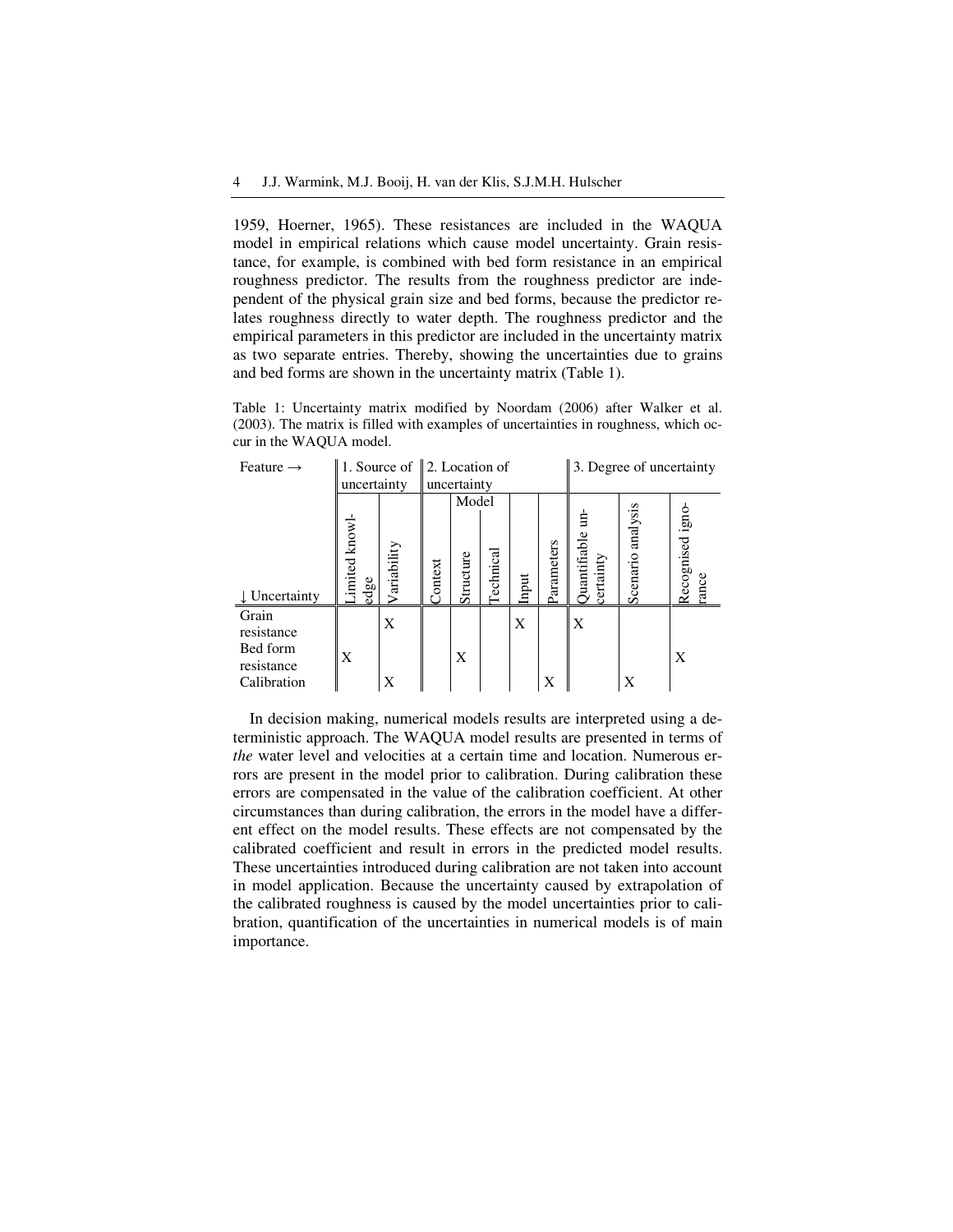1959, Hoerner, 1965). These resistances are included in the WAQUA model in empirical relations which cause model uncertainty. Grain resistance, for example, is combined with bed form resistance in an empirical roughness predictor. The results from the roughness predictor are independent of the physical grain size and bed forms, because the predictor relates roughness directly to water depth. The roughness predictor and the empirical parameters in this predictor are included in the uncertainty matrix as two separate entries. Thereby, showing the uncertainties due to grains and bed forms are shown in the uncertainty matrix (Table 1).

Table 1: Uncertainty matrix modified by Noordam (2006) after Walker et al. (2003). The matrix is filled with examples of uncertainties in roughness, which occur in the WAQUA model.

| Feature → | 1. Source of uncertainty | | 2. Location of uncertainty | | | | | 3. Degree of uncertainty | | |
|---|---|---|---|---|---|---|---|---|---|---|
| | | | | Model | | | | | | |
| ↓ Uncertainty | Limited knowledge | Variability | Context | Structure | Technical | Input | Parameters | Quantifiable uncertainty | Scenario analysis | Recognised ignorance |
| Grain resistance | | X | | | | X | | X | | |
| Bed form resistance | X | | | X | | | | | | X |
| Calibration | | X | | | | | X | | X | |

In decision making, numerical models results are interpreted using a deterministic approach. The WAQUA model results are presented in terms of *the* water level and velocities at a certain time and location. Numerous errors are present in the model prior to calibration. During calibration these errors are compensated in the value of the calibration coefficient. At other circumstances than during calibration, the errors in the model have a different effect on the model results. These effects are not compensated by the calibrated coefficient and result in errors in the predicted model results. These uncertainties introduced during calibration are not taken into account in model application. Because the uncertainty caused by extrapolation of the calibrated roughness is caused by the model uncertainties prior to calibration, quantification of the uncertainties in numerical models is of main importance.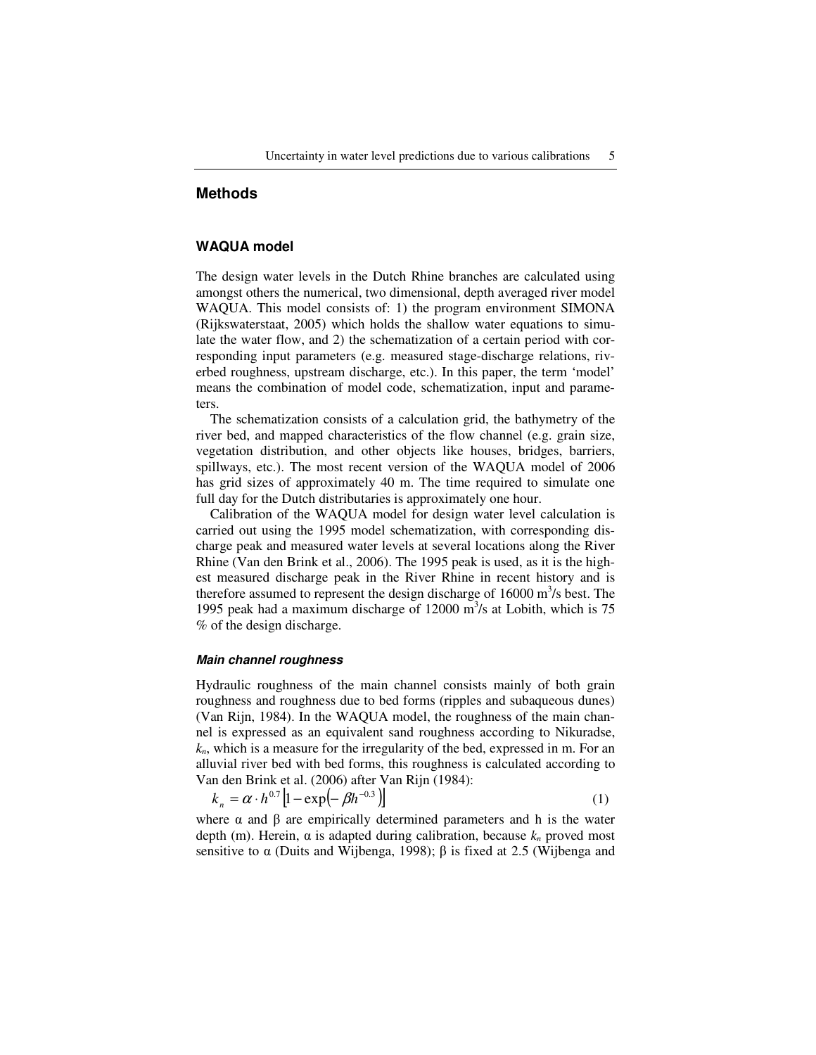## Methods

### WAQUA model

The design water levels in the Dutch Rhine branches are calculated using amongst others the numerical, two dimensional, depth averaged river model WAQUA. This model consists of: 1) the program environment SIMONA (Rijkswaterstaat, 2005) which holds the shallow water equations to simulate the water flow, and 2) the schematization of a certain period with corresponding input parameters (e.g. measured stage-discharge relations, riverbed roughness, upstream discharge, etc.). In this paper, the term 'model' means the combination of model code, schematization, input and parameters.

The schematization consists of a calculation grid, the bathymetry of the river bed, and mapped characteristics of the flow channel (e.g. grain size, vegetation distribution, and other objects like houses, bridges, barriers, spillways, etc.). The most recent version of the WAQUA model of 2006 has grid sizes of approximately 40 m. The time required to simulate one full day for the Dutch distributaries is approximately one hour.

Calibration of the WAQUA model for design water level calculation is carried out using the 1995 model schematization, with corresponding discharge peak and measured water levels at several locations along the River Rhine (Van den Brink et al., 2006). The 1995 peak is used, as it is the highest measured discharge peak in the River Rhine in recent history and is therefore assumed to represent the design discharge of 16000 $m^3$/s best. The 1995 peak had a maximum discharge of 12000 $m^3$/s at Lobith, which is 75 % of the design discharge.

#### *Main channel roughness*

Hydraulic roughness of the main channel consists mainly of both grain roughness and roughness due to bed forms (ripples and subaqueous dunes) (Van Rijn, 1984). In the WAQUA model, the roughness of the main channel is expressed as an equivalent sand roughness according to Nikuradse, $k_n$, which is a measure for the irregularity of the bed, expressed in m. For an alluvial river bed with bed forms, this roughness is calculated according to Van den Brink et al. (2006) after Van Rijn (1984):

$$k_n = \alpha \cdot h^{0.7}\left[1-\exp\left(-\beta h^{-0.3}\right)\right] \quad (1)$$

where α and β are empirically determined parameters and h is the water depth (m). Herein, α is adapted during calibration, because $k_n$ proved most sensitive to α (Duits and Wijbenga, 1998); β is fixed at 2.5 (Wijbenga and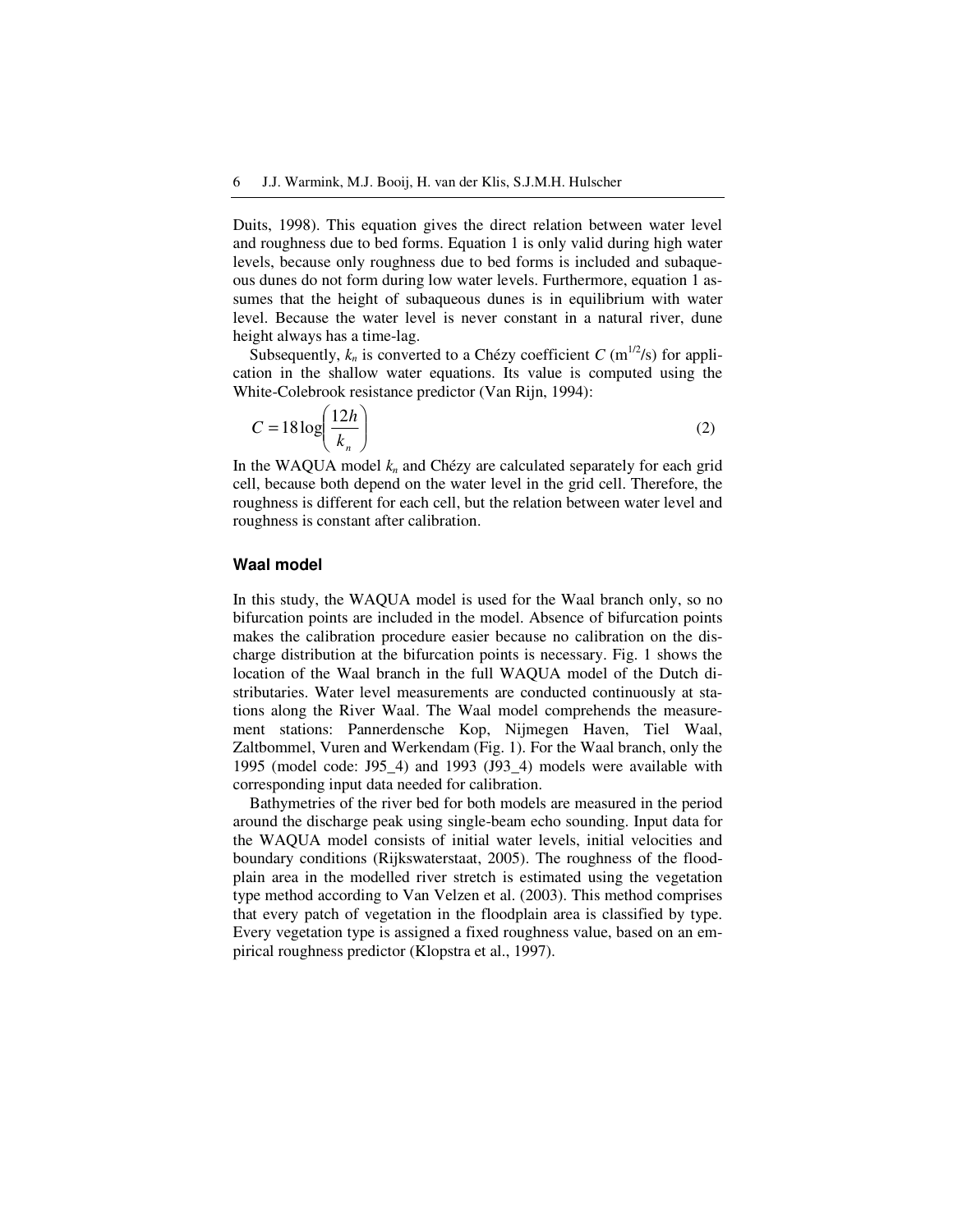Duits, 1998). This equation gives the direct relation between water level and roughness due to bed forms. Equation 1 is only valid during high water levels, because only roughness due to bed forms is included and subaqueous dunes do not form during low water levels. Furthermore, equation 1 assumes that the height of subaqueous dunes is in equilibrium with water level. Because the water level is never constant in a natural river, dune height always has a time-lag.

Subsequently, $k_n$ is converted to a Chézy coefficient $C$ ($m^{1/2}/s$) for application in the shallow water equations. Its value is computed using the White-Colebrook resistance predictor (Van Rijn, 1994):

$$C = 18 \log\left(\frac{12h}{k_n}\right) \tag{2}$$

In the WAQUA model $k_n$ and Chézy are calculated separately for each grid cell, because both depend on the water level in the grid cell. Therefore, the roughness is different for each cell, but the relation between water level and roughness is constant after calibration.

### Waal model

In this study, the WAQUA model is used for the Waal branch only, so no bifurcation points are included in the model. Absence of bifurcation points makes the calibration procedure easier because no calibration on the discharge distribution at the bifurcation points is necessary. Fig. 1 shows the location of the Waal branch in the full WAQUA model of the Dutch distributaries. Water level measurements are conducted continuously at stations along the River Waal. The Waal model comprehends the measurement stations: Pannerdensche Kop, Nijmegen Haven, Tiel Waal, Zaltbommel, Vuren and Werkendam (Fig. 1). For the Waal branch, only the 1995 (model code: J95_4) and 1993 (J93_4) models were available with corresponding input data needed for calibration.

Bathymetries of the river bed for both models are measured in the period around the discharge peak using single-beam echo sounding. Input data for the WAQUA model consists of initial water levels, initial velocities and boundary conditions (Rijkswaterstaat, 2005). The roughness of the floodplain area in the modelled river stretch is estimated using the vegetation type method according to Van Velzen et al. (2003). This method comprises that every patch of vegetation in the floodplain area is classified by type. Every vegetation type is assigned a fixed roughness value, based on an empirical roughness predictor (Klopstra et al., 1997).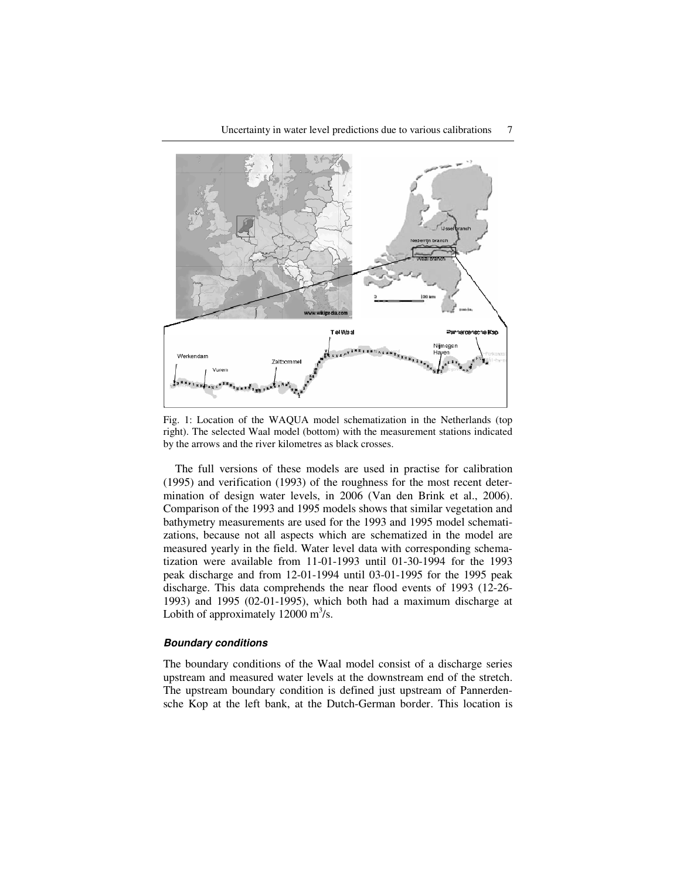Fig. 1: Location of the WAQUA model schematization in the Netherlands (top right). The selected Waal model (bottom) with the measurement stations indicated by the arrows and the river kilometres as black crosses.

The full versions of these models are used in practise for calibration (1995) and verification (1993) of the roughness for the most recent determination of design water levels, in 2006 (Van den Brink et al., 2006). Comparison of the 1993 and 1995 models shows that similar vegetation and bathymetry measurements are used for the 1993 and 1995 model schematizations, because not all aspects which are schematized in the model are measured yearly in the field. Water level data with corresponding schematization were available from 11-01-1993 until 01-30-1994 for the 1993 peak discharge and from 12-01-1994 until 03-01-1995 for the 1995 peak discharge. This data comprehends the near flood events of 1993 (12-26-1993) and 1995 (02-01-1995), which both had a maximum discharge at Lobith of approximately 12000 $m^3$/s.

***Boundary conditions***

The boundary conditions of the Waal model consist of a discharge series upstream and measured water levels at the downstream end of the stretch. The upstream boundary condition is defined just upstream of Pannerdensche Kop at the left bank, at the Dutch-German border. This location is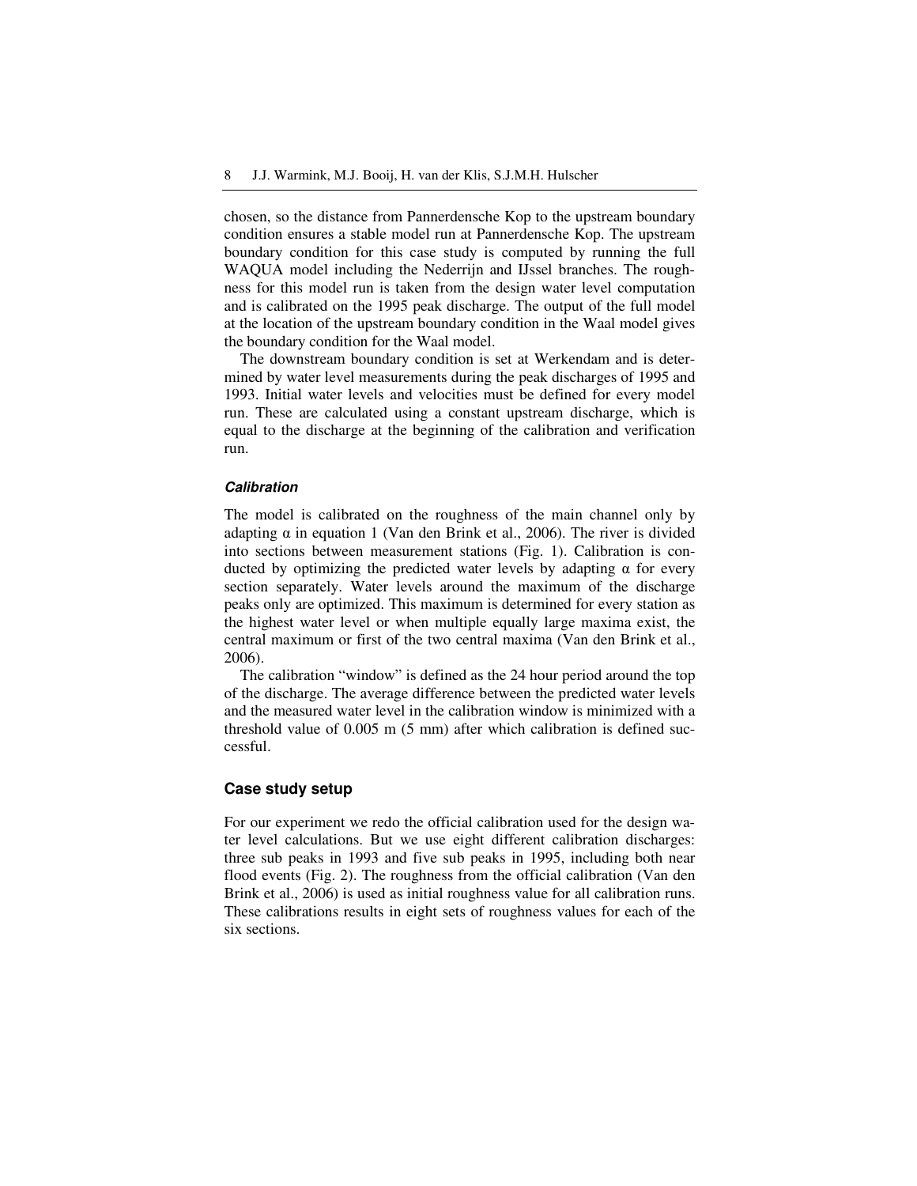chosen, so the distance from Pannerdensche Kop to the upstream boundary condition ensures a stable model run at Pannerdensche Kop. The upstream boundary condition for this case study is computed by running the full WAQUA model including the Nederrijn and IJssel branches. The roughness for this model run is taken from the design water level computation and is calibrated on the 1995 peak discharge. The output of the full model at the location of the upstream boundary condition in the Waal model gives the boundary condition for the Waal model.

The downstream boundary condition is set at Werkendam and is determined by water level measurements during the peak discharges of 1995 and 1993. Initial water levels and velocities must be defined for every model run. These are calculated using a constant upstream discharge, which is equal to the discharge at the beginning of the calibration and verification run.

### *Calibration*

The model is calibrated on the roughness of the main channel only by adapting $\alpha$ in equation 1 (Van den Brink et al., 2006). The river is divided into sections between measurement stations (Fig. 1). Calibration is conducted by optimizing the predicted water levels by adapting $\alpha$ for every section separately. Water levels around the maximum of the discharge peaks only are optimized. This maximum is determined for every station as the highest water level or when multiple equally large maxima exist, the central maximum or first of the two central maxima (Van den Brink et al., 2006).

The calibration "window" is defined as the 24 hour period around the top of the discharge. The average difference between the predicted water levels and the measured water level in the calibration window is minimized with a threshold value of 0.005 m (5 mm) after which calibration is defined successful.

## Case study setup

For our experiment we redo the official calibration used for the design water level calculations. But we use eight different calibration discharges: three sub peaks in 1993 and five sub peaks in 1995, including both near flood events (Fig. 2). The roughness from the official calibration (Van den Brink et al., 2006) is used as initial roughness value for all calibration runs. These calibrations results in eight sets of roughness values for each of the six sections.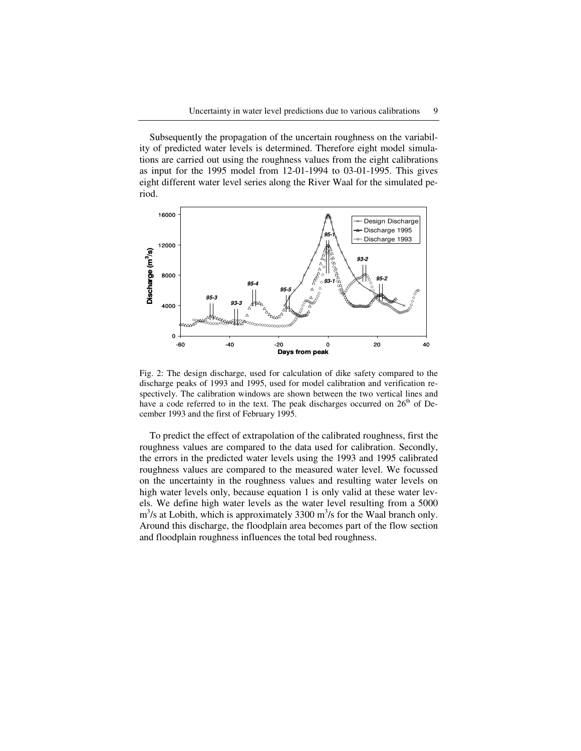Subsequently the propagation of the uncertain roughness on the variability of predicted water levels is determined. Therefore eight model simulations are carried out using the roughness values from the eight calibrations as input for the 1995 model from 12-01-1994 to 03-01-1995. This gives eight different water level series along the River Waal for the simulated period.

Discharge (m$^3$/s)
16000
12000
8000
4000
0
-60 -40 -20 0 20 40
Days from peak
Design Discharge
Discharge 1995
Discharge 1993
95-1
93-1
93-2
95-2
95-3
93-3
95-4
95-5

Fig. 2: The design discharge, used for calculation of dike safety compared to the discharge peaks of 1993 and 1995, used for model calibration and verification respectively. The calibration windows are shown between the two vertical lines and have a code referred to in the text. The peak discharges occurred on 26[th] of December 1993 and the first of February 1995.

To predict the effect of extrapolation of the calibrated roughness, first the roughness values are compared to the data used for calibration. Secondly, the errors in the predicted water levels using the 1993 and 1995 calibrated roughness values are compared to the measured water level. We focussed on the uncertainty in the roughness values and resulting water levels on high water levels only, because equation 1 is only valid at these water levels. We define high water levels as the water level resulting from a 5000 $m^3/s$ at Lobith, which is approximately 3300 $m^3/s$ for the Waal branch only. Around this discharge, the floodplain area becomes part of the flow section and floodplain roughness influences the total bed roughness.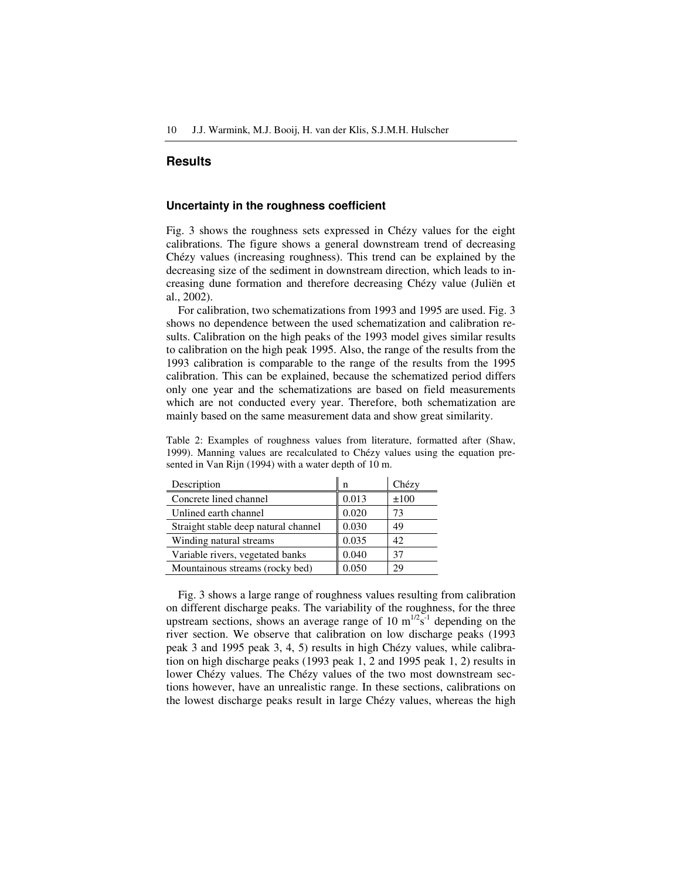## Results

### Uncertainty in the roughness coefficient

Fig. 3 shows the roughness sets expressed in Chézy values for the eight calibrations. The figure shows a general downstream trend of decreasing Chézy values (increasing roughness). This trend can be explained by the decreasing size of the sediment in downstream direction, which leads to increasing dune formation and therefore decreasing Chézy value (Juliën et al., 2002).

For calibration, two schematizations from 1993 and 1995 are used. Fig. 3 shows no dependence between the used schematization and calibration results. Calibration on the high peaks of the 1993 model gives similar results to calibration on the high peak 1995. Also, the range of the results from the 1993 calibration is comparable to the range of the results from the 1995 calibration. This can be explained, because the schematized period differs only one year and the schematizations are based on field measurements which are not conducted every year. Therefore, both schematization are mainly based on the same measurement data and show great similarity.

Table 2: Examples of roughness values from literature, formatted after (Shaw, 1999). Manning values are recalculated to Chézy values using the equation presented in Van Rijn (1994) with a water depth of 10 m.

| Description | n | Chézy |
|---|---|---|
| Concrete lined channel | 0.013 | ±100 |
| Unlined earth channel | 0.020 | 73 |
| Straight stable deep natural channel | 0.030 | 49 |
| Winding natural streams | 0.035 | 42 |
| Variable rivers, vegetated banks | 0.040 | 37 |
| Mountainous streams (rocky bed) | 0.050 | 29 |

Fig. 3 shows a large range of roughness values resulting from calibration on different discharge peaks. The variability of the roughness, for the three upstream sections, shows an average range of 10 $m^{1/2}s^{-1}$ depending on the river section. We observe that calibration on low discharge peaks (1993 peak 3 and 1995 peak 3, 4, 5) results in high Chézy values, while calibration on high discharge peaks (1993 peak 1, 2 and 1995 peak 1, 2) results in lower Chézy values. The Chézy values of the two most downstream sections however, have an unrealistic range. In these sections, calibrations on the lowest discharge peaks result in large Chézy values, whereas the high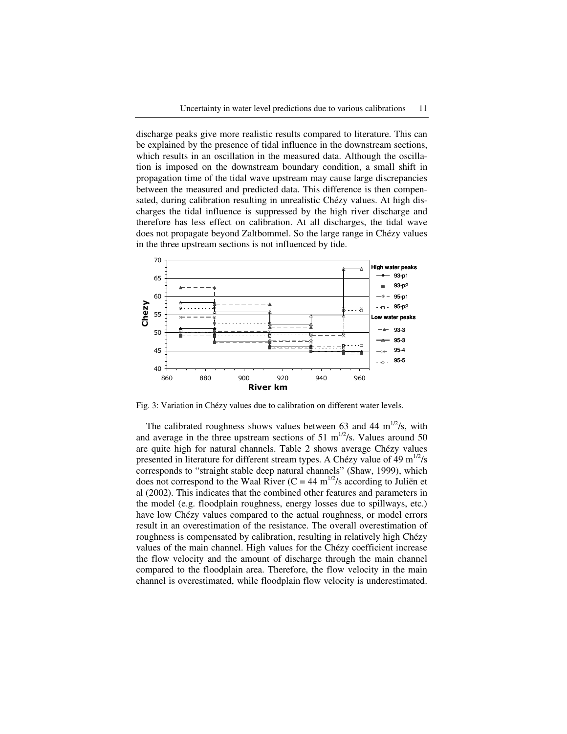discharge peaks give more realistic results compared to literature. This can be explained by the presence of tidal influence in the downstream sections, which results in an oscillation in the measured data. Although the oscillation is imposed on the downstream boundary condition, a small shift in propagation time of the tidal wave upstream may cause large discrepancies between the measured and predicted data. This difference is then compensated, during calibration resulting in unrealistic Chézy values. At high discharges the tidal influence is suppressed by the high river discharge and therefore has less effect on calibration. At all discharges, the tidal wave does not propagate beyond Zaltbommel. So the large range in Chézy values in the three upstream sections is not influenced by tide.

Chezy

70
65
60
55
50
45
40

860 880 900 920 940 960

River km

High water peaks
93-p1
93-p2
95-p1
95-p2
Low water peaks
93-3
95-3
95-4
95-5

Fig. 3: Variation in Chézy values due to calibration on different water levels.

The calibrated roughness shows values between 63 and 44 $m^{1/2}/s$, with and average in the three upstream sections of 51 $m^{1/2}/s$. Values around 50 are quite high for natural channels. Table 2 shows average Chézy values presented in literature for different stream types. A Chézy value of 49 $m^{1/2}/s$ corresponds to "straight stable deep natural channels" (Shaw, 1999), which does not correspond to the Waal River ($C = 44$ $m^{1/2}/s$ according to Juliën et al (2002). This indicates that the combined other features and parameters in the model (e.g. floodplain roughness, energy losses due to spillways, etc.) have low Chézy values compared to the actual roughness, or model errors result in an overestimation of the resistance. The overall overestimation of roughness is compensated by calibration, resulting in relatively high Chézy values of the main channel. High values for the Chézy coefficient increase the flow velocity and the amount of discharge through the main channel compared to the floodplain area. Therefore, the flow velocity in the main channel is overestimated, while floodplain flow velocity is underestimated.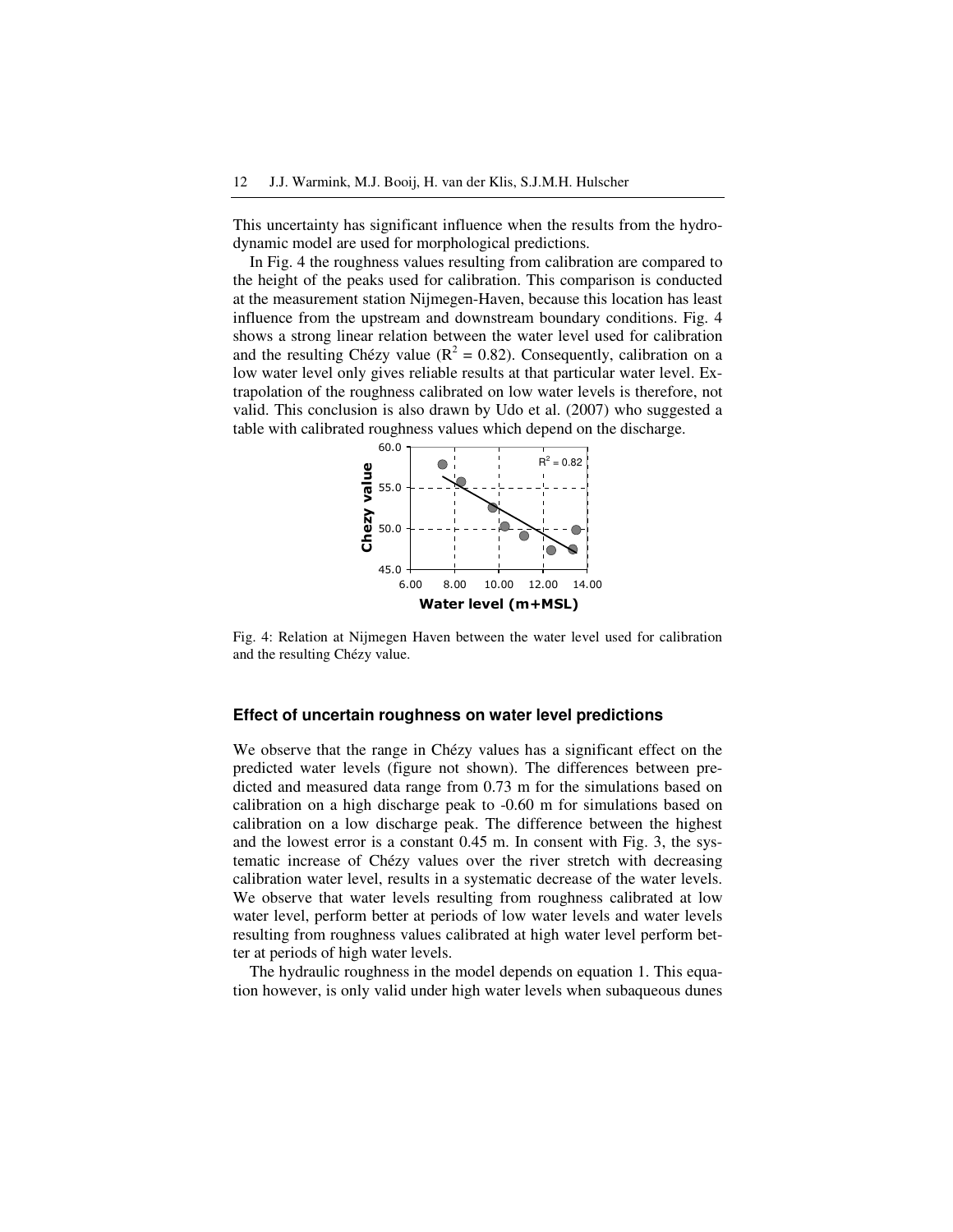This uncertainty has significant influence when the results from the hydrodynamic model are used for morphological predictions.

In Fig. 4 the roughness values resulting from calibration are compared to the height of the peaks used for calibration. This comparison is conducted at the measurement station Nijmegen-Haven, because this location has least influence from the upstream and downstream boundary conditions. Fig. 4 shows a strong linear relation between the water level used for calibration and the resulting Chézy value ($R^2 = 0.82$). Consequently, calibration on a low water level only gives reliable results at that particular water level. Extrapolation of the roughness calibrated on low water levels is therefore, not valid. This conclusion is also drawn by Udo et al. (2007) who suggested a table with calibrated roughness values which depend on the discharge.

Chezy value

60.0
55.0
50.0
45.0

$R^2 = 0.82$

6.00 8.00 10.00 12.00 14.00

Water level (m+MSL)

Fig. 4: Relation at Nijmegen Haven between the water level used for calibration and the resulting Chézy value.

### Effect of uncertain roughness on water level predictions

We observe that the range in Chézy values has a significant effect on the predicted water levels (figure not shown). The differences between predicted and measured data range from 0.73 m for the simulations based on calibration on a high discharge peak to -0.60 m for simulations based on calibration on a low discharge peak. The difference between the highest and the lowest error is a constant 0.45 m. In consent with Fig. 3, the systematic increase of Chézy values over the river stretch with decreasing calibration water level, results in a systematic decrease of the water levels. We observe that water levels resulting from roughness calibrated at low water level, perform better at periods of low water levels and water levels resulting from roughness values calibrated at high water level perform better at periods of high water levels.

The hydraulic roughness in the model depends on equation 1. This equation however, is only valid under high water levels when subaqueous dunes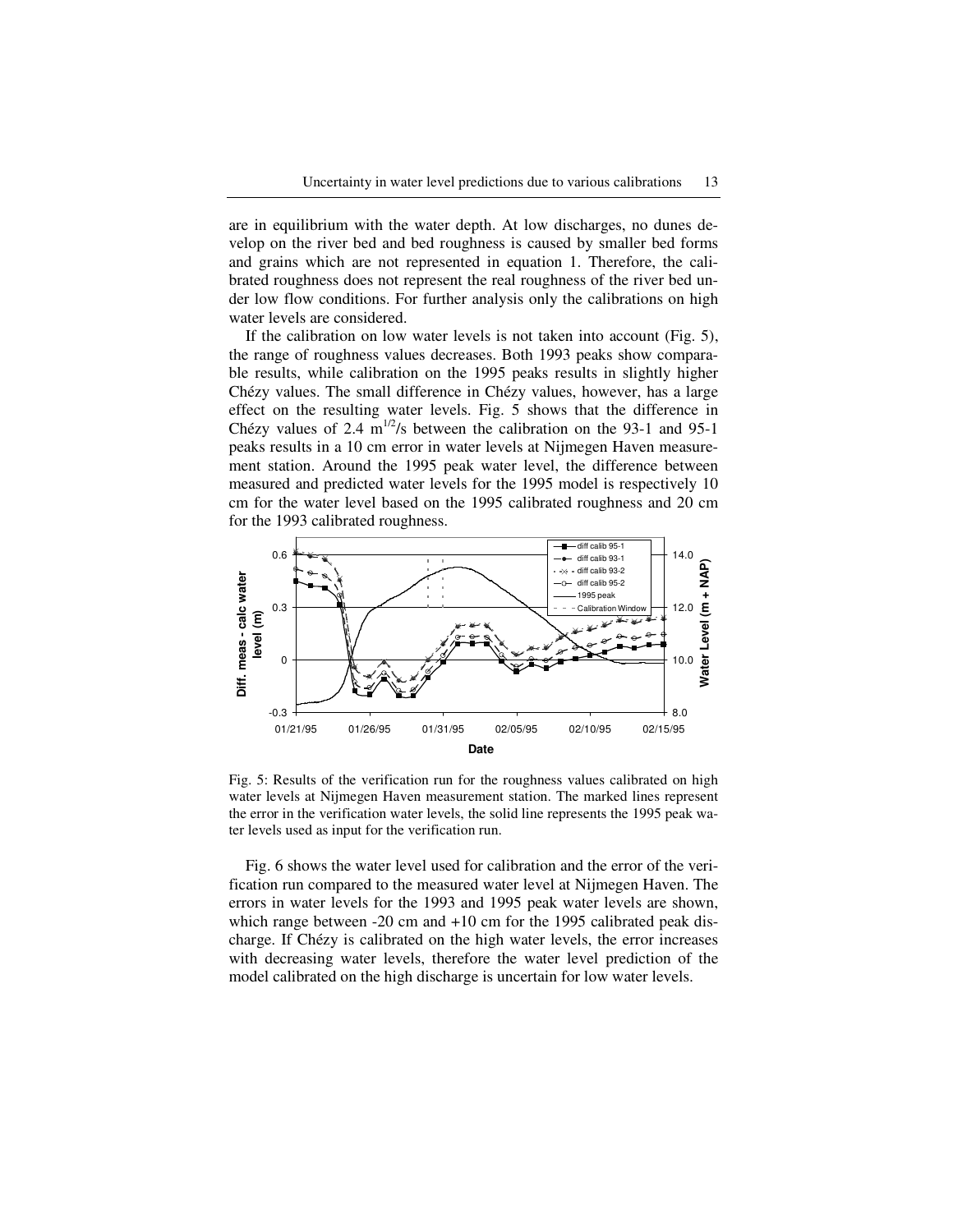are in equilibrium with the water depth. At low discharges, no dunes develop on the river bed and bed roughness is caused by smaller bed forms and grains which are not represented in equation 1. Therefore, the calibrated roughness does not represent the real roughness of the river bed under low flow conditions. For further analysis only the calibrations on high water levels are considered.

If the calibration on low water levels is not taken into account (Fig. 5), the range of roughness values decreases. Both 1993 peaks show comparable results, while calibration on the 1995 peaks results in slightly higher Chézy values. The small difference in Chézy values, however, has a large effect on the resulting water levels. Fig. 5 shows that the difference in Chézy values of 2.4 $m^{1/2}/s$ between the calibration on the 93-1 and 95-1 peaks results in a 10 cm error in water levels at Nijmegen Haven measurement station. Around the 1995 peak water level, the difference between measured and predicted water levels for the 1995 model is respectively 10 cm for the water level based on the 1995 calibrated roughness and 20 cm for the 1993 calibrated roughness.

Diff. meas - calc water level (m)
0.6
0.3
0
-0.3
Water Level (m + NAP)
14.0
12.0
10.0
8.0
01/21/95
01/26/95
01/31/95
02/05/95
02/10/95
02/15/95
Date
diff calib 95-1
diff calib 93-1
diff calib 93-2
diff calib 95-2
1995 peak
Calibration Window

Fig. 5: Results of the verification run for the roughness values calibrated on high water levels at Nijmegen Haven measurement station. The marked lines represent the error in the verification water levels, the solid line represents the 1995 peak water levels used as input for the verification run.

Fig. 6 shows the water level used for calibration and the error of the verification run compared to the measured water level at Nijmegen Haven. The errors in water levels for the 1993 and 1995 peak water levels are shown, which range between -20 cm and +10 cm for the 1995 calibrated peak discharge. If Chézy is calibrated on the high water levels, the error increases with decreasing water levels, therefore the water level prediction of the model calibrated on the high discharge is uncertain for low water levels.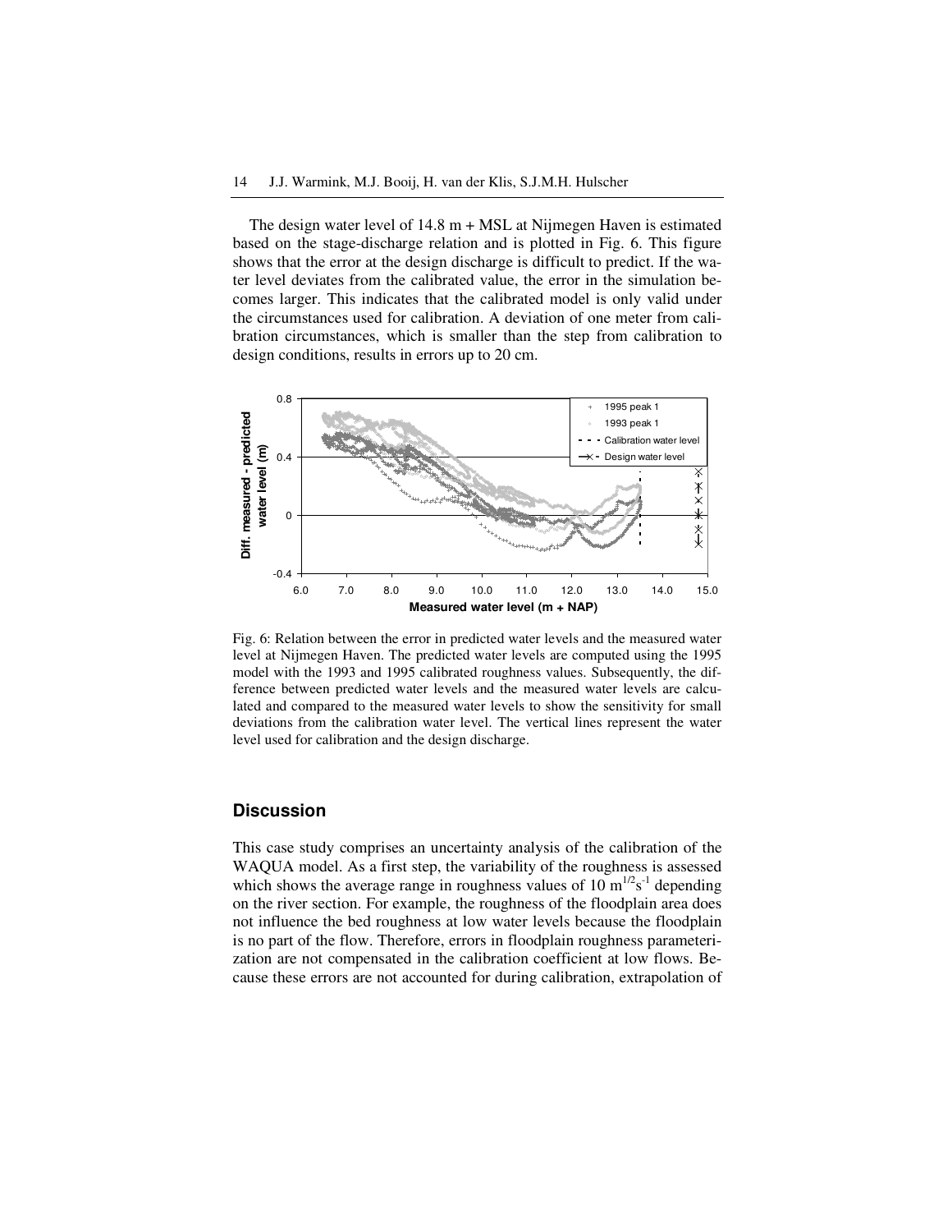The design water level of 14.8 m + MSL at Nijmegen Haven is estimated based on the stage-discharge relation and is plotted in Fig. 6. This figure shows that the error at the design discharge is difficult to predict. If the water level deviates from the calibrated value, the error in the simulation becomes larger. This indicates that the calibrated model is only valid under the circumstances used for calibration. A deviation of one meter from calibration circumstances, which is smaller than the step from calibration to design conditions, results in errors up to 20 cm.

Diff. measured - predicted water level (m)

0.8
0.4
0
-0.4

6.0 7.0 8.0 9.0 10.0 11.0 12.0 13.0 14.0 15.0

Measured water level (m + NAP)

1995 peak 1
1993 peak 1
Calibration water level
Design water level

Fig. 6: Relation between the error in predicted water levels and the measured water level at Nijmegen Haven. The predicted water levels are computed using the 1995 model with the 1993 and 1995 calibrated roughness values. Subsequently, the difference between predicted water levels and the measured water levels are calculated and compared to the measured water levels to show the sensitivity for small deviations from the calibration water level. The vertical lines represent the water level used for calibration and the design discharge.

## Discussion

This case study comprises an uncertainty analysis of the calibration of the WAQUA model. As a first step, the variability of the roughness is assessed which shows the average range in roughness values of 10 $m^{1/2}s^{-1}$ depending on the river section. For example, the roughness of the floodplain area does not influence the bed roughness at low water levels because the floodplain is no part of the flow. Therefore, errors in floodplain roughness parameterization are not compensated in the calibration coefficient at low flows. Because these errors are not accounted for during calibration, extrapolation of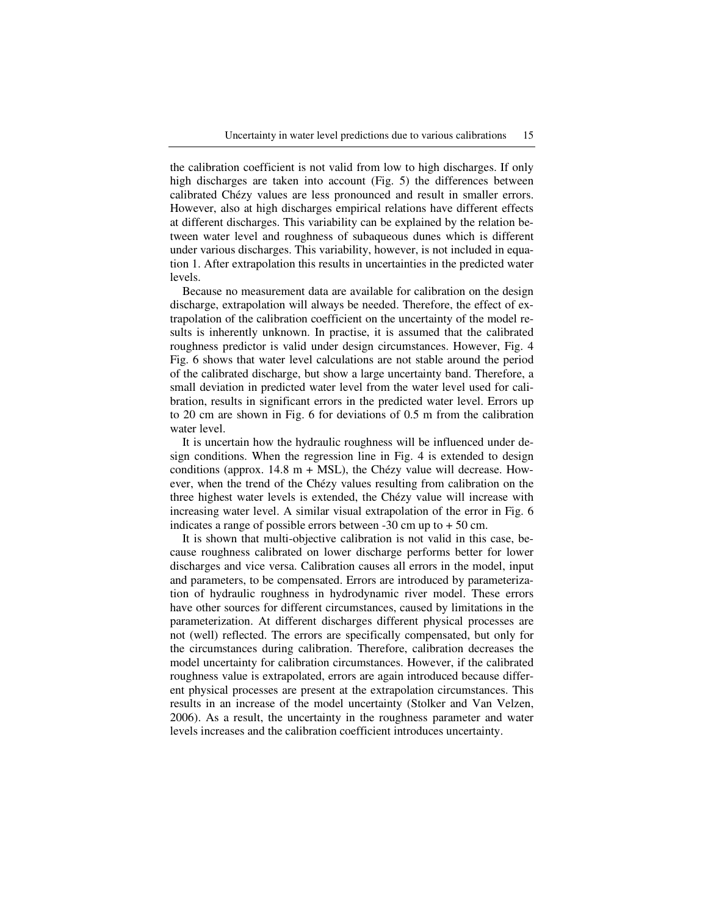the calibration coefficient is not valid from low to high discharges. If only high discharges are taken into account (Fig. 5) the differences between calibrated Chézy values are less pronounced and result in smaller errors. However, also at high discharges empirical relations have different effects at different discharges. This variability can be explained by the relation between water level and roughness of subaqueous dunes which is different under various discharges. This variability, however, is not included in equation 1. After extrapolation this results in uncertainties in the predicted water levels.

Because no measurement data are available for calibration on the design discharge, extrapolation will always be needed. Therefore, the effect of extrapolation of the calibration coefficient on the uncertainty of the model results is inherently unknown. In practise, it is assumed that the calibrated roughness predictor is valid under design circumstances. However, Fig. 4 Fig. 6 shows that water level calculations are not stable around the period of the calibrated discharge, but show a large uncertainty band. Therefore, a small deviation in predicted water level from the water level used for calibration, results in significant errors in the predicted water level. Errors up to 20 cm are shown in Fig. 6 for deviations of 0.5 m from the calibration water level.

It is uncertain how the hydraulic roughness will be influenced under design conditions. When the regression line in Fig. 4 is extended to design conditions (approx. 14.8 m + MSL), the Chézy value will decrease. However, when the trend of the Chézy values resulting from calibration on the three highest water levels is extended, the Chézy value will increase with increasing water level. A similar visual extrapolation of the error in Fig. 6 indicates a range of possible errors between -30 cm up to + 50 cm.

It is shown that multi-objective calibration is not valid in this case, because roughness calibrated on lower discharge performs better for lower discharges and vice versa. Calibration causes all errors in the model, input and parameters, to be compensated. Errors are introduced by parameterization of hydraulic roughness in hydrodynamic river model. These errors have other sources for different circumstances, caused by limitations in the parameterization. At different discharges different physical processes are not (well) reflected. The errors are specifically compensated, but only for the circumstances during calibration. Therefore, calibration decreases the model uncertainty for calibration circumstances. However, if the calibrated roughness value is extrapolated, errors are again introduced because different physical processes are present at the extrapolation circumstances. This results in an increase of the model uncertainty (Stolker and Van Velzen, 2006). As a result, the uncertainty in the roughness parameter and water levels increases and the calibration coefficient introduces uncertainty.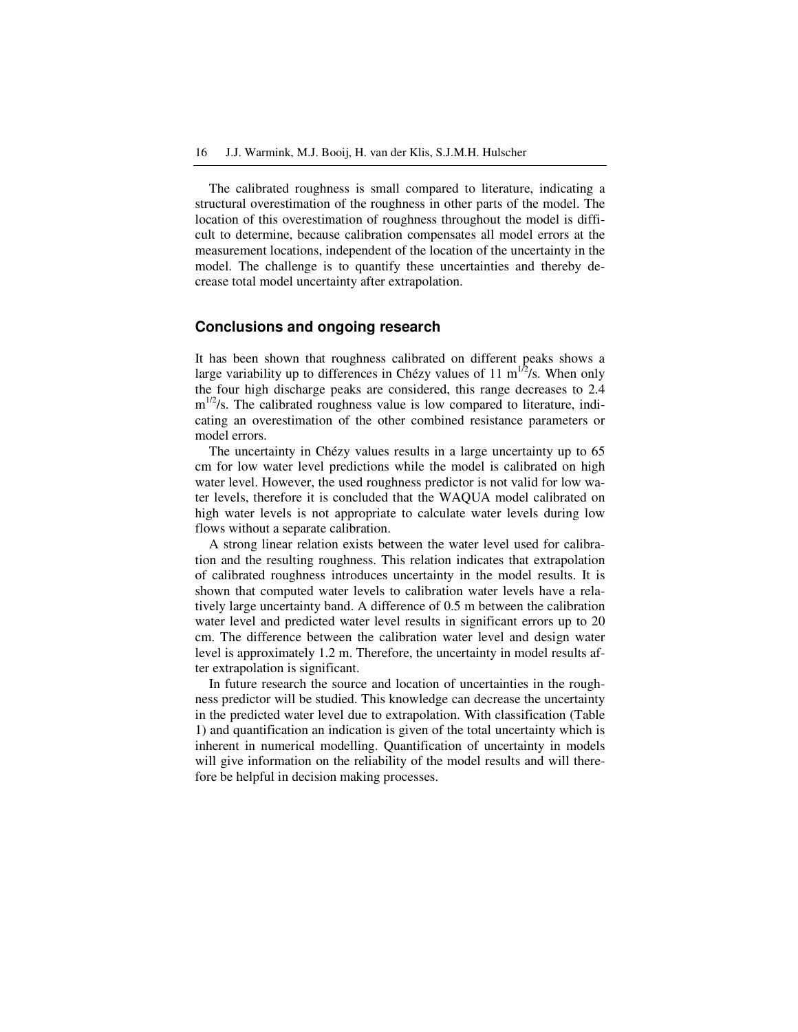The calibrated roughness is small compared to literature, indicating a structural overestimation of the roughness in other parts of the model. The location of this overestimation of roughness throughout the model is difficult to determine, because calibration compensates all model errors at the measurement locations, independent of the location of the uncertainty in the model. The challenge is to quantify these uncertainties and thereby decrease total model uncertainty after extrapolation.

## Conclusions and ongoing research

It has been shown that roughness calibrated on different peaks shows a large variability up to differences in Chézy values of 11 $m^{1/2}/s$. When only the four high discharge peaks are considered, this range decreases to 2.4 $m^{1/2}/s$. The calibrated roughness value is low compared to literature, indicating an overestimation of the other combined resistance parameters or model errors.

The uncertainty in Chézy values results in a large uncertainty up to 65 cm for low water level predictions while the model is calibrated on high water level. However, the used roughness predictor is not valid for low water levels, therefore it is concluded that the WAQUA model calibrated on high water levels is not appropriate to calculate water levels during low flows without a separate calibration.

A strong linear relation exists between the water level used for calibration and the resulting roughness. This relation indicates that extrapolation of calibrated roughness introduces uncertainty in the model results. It is shown that computed water levels to calibration water levels have a relatively large uncertainty band. A difference of 0.5 m between the calibration water level and predicted water level results in significant errors up to 20 cm. The difference between the calibration water level and design water level is approximately 1.2 m. Therefore, the uncertainty in model results after extrapolation is significant.

In future research the source and location of uncertainties in the roughness predictor will be studied. This knowledge can decrease the uncertainty in the predicted water level due to extrapolation. With classification (Table 1) and quantification an indication is given of the total uncertainty which is inherent in numerical modelling. Quantification of uncertainty in models will give information on the reliability of the model results and will therefore be helpful in decision making processes.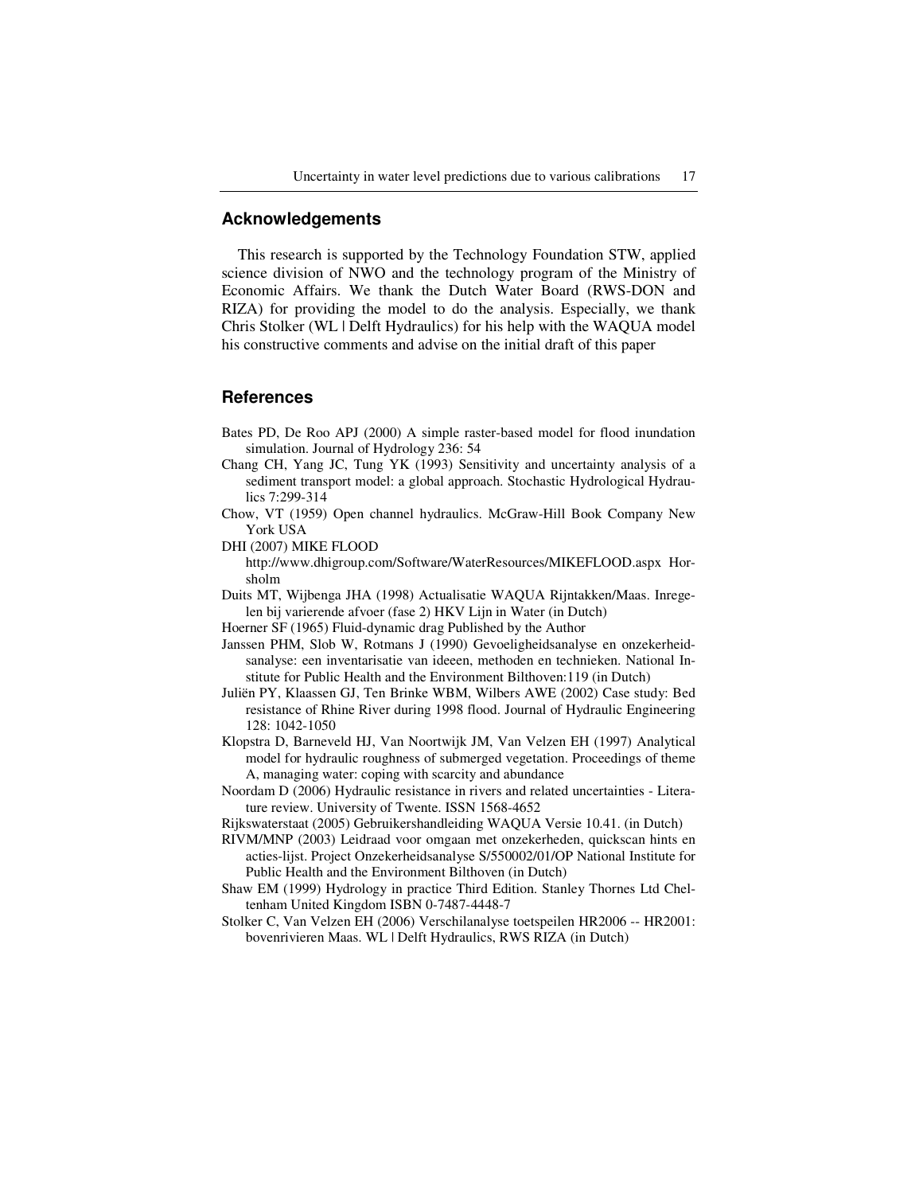## Acknowledgements

This research is supported by the Technology Foundation STW, applied science division of NWO and the technology program of the Ministry of Economic Affairs. We thank the Dutch Water Board (RWS-DON and RIZA) for providing the model to do the analysis. Especially, we thank Chris Stolker (WL | Delft Hydraulics) for his help with the WAQUA model his constructive comments and advise on the initial draft of this paper

## References

Bates PD, De Roo APJ (2000) A simple raster-based model for flood inundation simulation. Journal of Hydrology 236: 54

Chang CH, Yang JC, Tung YK (1993) Sensitivity and uncertainty analysis of a sediment transport model: a global approach. Stochastic Hydrological Hydraulics 7:299-314

Chow, VT (1959) Open channel hydraulics. McGraw-Hill Book Company New York USA

DHI (2007) MIKE FLOOD http://www.dhigroup.com/Software/WaterResources/MIKEFLOOD.aspx Horsholm

Duits MT, Wijbenga JHA (1998) Actualisatie WAQUA Rijntakken/Maas. Inregelen bij varierende afvoer (fase 2) HKV Lijn in Water (in Dutch)

Hoerner SF (1965) Fluid-dynamic drag Published by the Author

Janssen PHM, Slob W, Rotmans J (1990) Gevoeligheidsanalyse en onzekerheidsanalyse: een inventarisatie van ideeen, methoden en technieken. National Institute for Public Health and the Environment Bilthoven:119 (in Dutch)

Juliën PY, Klaassen GJ, Ten Brinke WBM, Wilbers AWE (2002) Case study: Bed resistance of Rhine River during 1998 flood. Journal of Hydraulic Engineering 128: 1042-1050

Klopstra D, Barneveld HJ, Van Noortwijk JM, Van Velzen EH (1997) Analytical model for hydraulic roughness of submerged vegetation. Proceedings of theme A, managing water: coping with scarcity and abundance

Noordam D (2006) Hydraulic resistance in rivers and related uncertainties - Literature review. University of Twente. ISSN 1568-4652

Rijkswaterstaat (2005) Gebruikershandleiding WAQUA Versie 10.41. (in Dutch)

RIVM/MNP (2003) Leidraad voor omgaan met onzekerheden, quickscan hints en acties-lijst. Project Onzekerheidsanalyse S/550002/01/OP National Institute for Public Health and the Environment Bilthoven (in Dutch)

Shaw EM (1999) Hydrology in practice Third Edition. Stanley Thornes Ltd Cheltenham United Kingdom ISBN 0-7487-4448-7

Stolker C, Van Velzen EH (2006) Verschilanalyse toetspeilen HR2006 -- HR2001: bovenrivieren Maas. WL | Delft Hydraulics, RWS RIZA (in Dutch)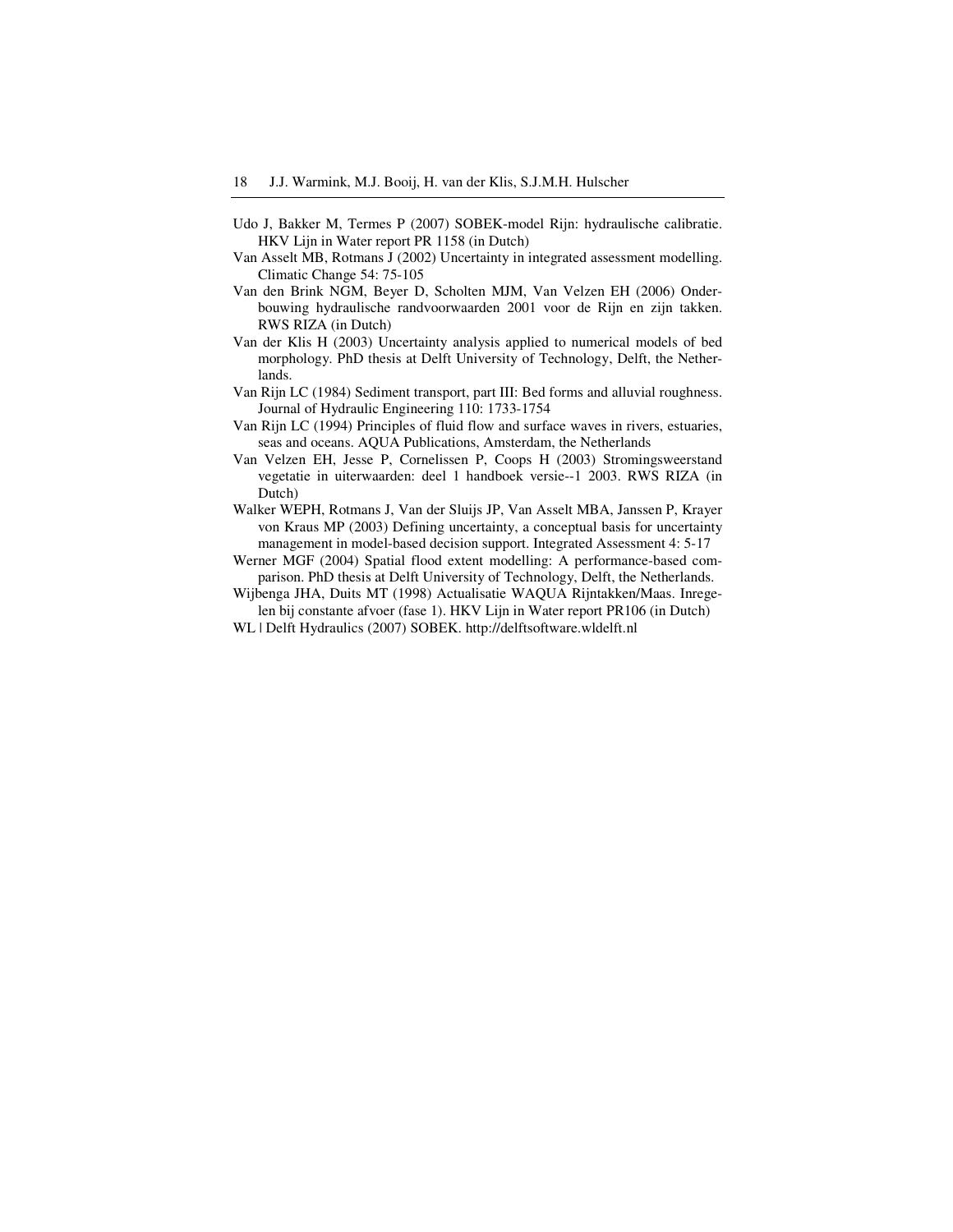Udo J, Bakker M, Termes P (2007) SOBEK-model Rijn: hydraulische calibratie. HKV Lijn in Water report PR 1158 (in Dutch)

Van Asselt MB, Rotmans J (2002) Uncertainty in integrated assessment modelling. Climatic Change 54: 75-105

Van den Brink NGM, Beyer D, Scholten MJM, Van Velzen EH (2006) Onderbouwing hydraulische randvoorwaarden 2001 voor de Rijn en zijn takken. RWS RIZA (in Dutch)

Van der Klis H (2003) Uncertainty analysis applied to numerical models of bed morphology. PhD thesis at Delft University of Technology, Delft, the Netherlands.

Van Rijn LC (1984) Sediment transport, part III: Bed forms and alluvial roughness. Journal of Hydraulic Engineering 110: 1733-1754

Van Rijn LC (1994) Principles of fluid flow and surface waves in rivers, estuaries, seas and oceans. AQUA Publications, Amsterdam, the Netherlands

Van Velzen EH, Jesse P, Cornelissen P, Coops H (2003) Stromingsweerstand vegetatie in uiterwaarden: deel 1 handboek versie--1 2003. RWS RIZA (in Dutch)

Walker WEPH, Rotmans J, Van der Sluijs JP, Van Asselt MBA, Janssen P, Krayer von Kraus MP (2003) Defining uncertainty, a conceptual basis for uncertainty management in model-based decision support. Integrated Assessment 4: 5-17

Werner MGF (2004) Spatial flood extent modelling: A performance-based comparison. PhD thesis at Delft University of Technology, Delft, the Netherlands.

Wijbenga JHA, Duits MT (1998) Actualisatie WAQUA Rijntakken/Maas. Inregelen bij constante afvoer (fase 1). HKV Lijn in Water report PR106 (in Dutch)

WL | Delft Hydraulics (2007) SOBEK. http://delftsoftware.wldelft.nl